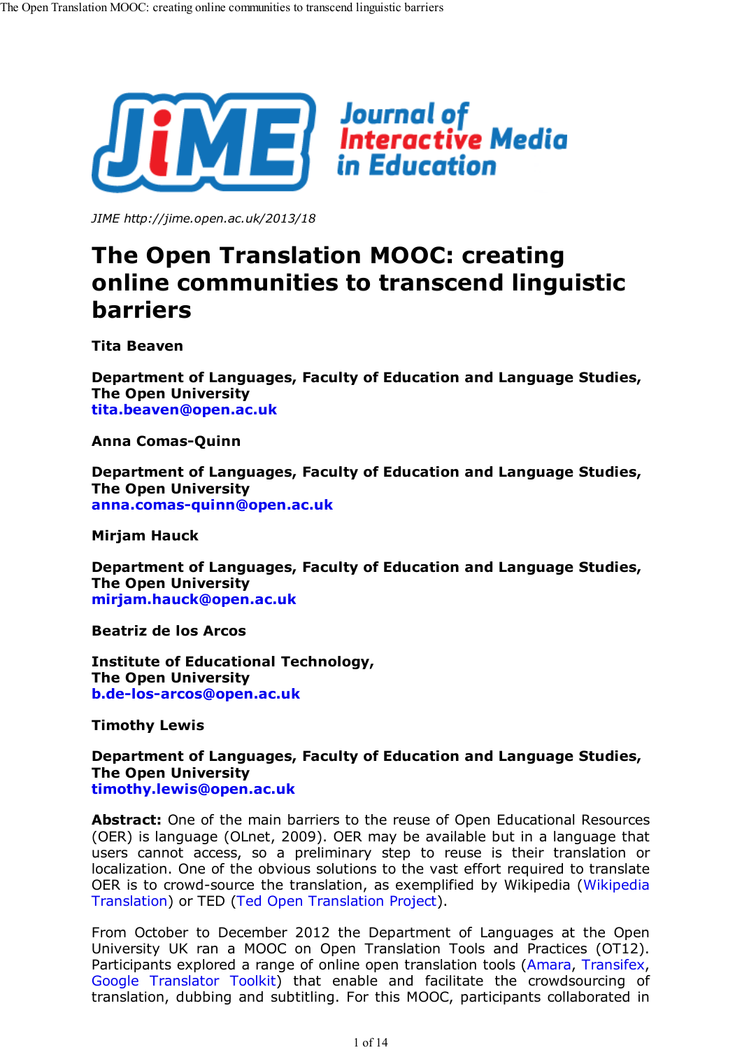JIME http://jime.open.ac.uk/2013/18

# The Open Translation MOOC: creating online communities to transcend linguistic barriers

**Tita Beaven**

**Department of Languages, Faculty of Education and Language Studies, The Open University**
**tita.beaven@open.ac.uk**

**Anna Comas-Quinn**

**Department of Languages, Faculty of Education and Language Studies, The Open University**
**anna.comas-quinn@open.ac.uk**

**Mirjam Hauck**

**Department of Languages, Faculty of Education and Language Studies, The Open University**
**mirjam.hauck@open.ac.uk**

**Beatriz de los Arcos**

**Institute of Educational Technology, The Open University**
**b.de-los-arcos@open.ac.uk**

**Timothy Lewis**

**Department of Languages, Faculty of Education and Language Studies, The Open University**
**timothy.lewis@open.ac.uk**

**Abstract:** One of the main barriers to the reuse of Open Educational Resources (OER) is language (OLnet, 2009). OER may be available but in a language that users cannot access, so a preliminary step to reuse is their translation or localization. One of the obvious solutions to the vast effort required to translate OER is to crowd-source the translation, as exemplified by Wikipedia (Wikipedia Translation) or TED (Ted Open Translation Project).

From October to December 2012 the Department of Languages at the Open University UK ran a MOOC on Open Translation Tools and Practices (OT12). Participants explored a range of online open translation tools (Amara, Transifex, Google Translator Toolkit) that enable and facilitate the crowdsourcing of translation, dubbing and subtitling. For this MOOC, participants collaborated in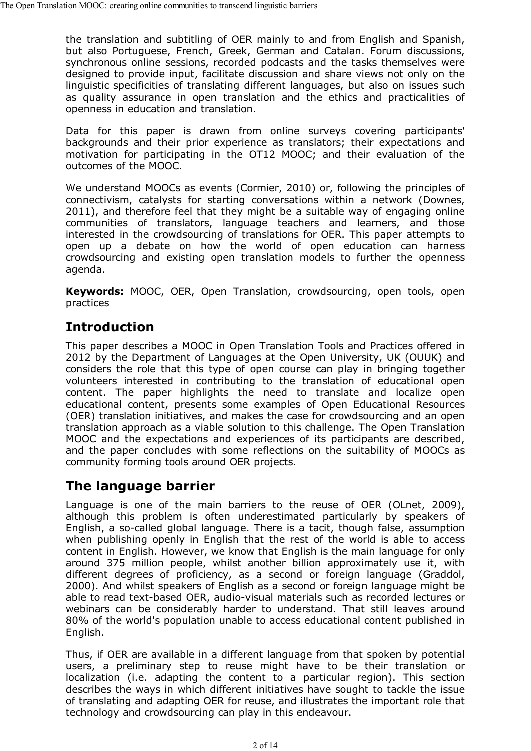the translation and subtitling of OER mainly to and from English and Spanish, but also Portuguese, French, Greek, German and Catalan. Forum discussions, synchronous online sessions, recorded podcasts and the tasks themselves were designed to provide input, facilitate discussion and share views not only on the linguistic specificities of translating different languages, but also on issues such as quality assurance in open translation and the ethics and practicalities of openness in education and translation.

Data for this paper is drawn from online surveys covering participants' backgrounds and their prior experience as translators; their expectations and motivation for participating in the OT12 MOOC; and their evaluation of the outcomes of the MOOC.

We understand MOOCs as events (Cormier, 2010) or, following the principles of connectivism, catalysts for starting conversations within a network (Downes, 2011), and therefore feel that they might be a suitable way of engaging online communities of translators, language teachers and learners, and those interested in the crowdsourcing of translations for OER. This paper attempts to open up a debate on how the world of open education can harness crowdsourcing and existing open translation models to further the openness agenda.

**Keywords:** MOOC, OER, Open Translation, crowdsourcing, open tools, open practices

## Introduction

This paper describes a MOOC in Open Translation Tools and Practices offered in 2012 by the Department of Languages at the Open University, UK (OUUK) and considers the role that this type of open course can play in bringing together volunteers interested in contributing to the translation of educational open content. The paper highlights the need to translate and localize open educational content, presents some examples of Open Educational Resources (OER) translation initiatives, and makes the case for crowdsourcing and an open translation approach as a viable solution to this challenge. The Open Translation MOOC and the expectations and experiences of its participants are described, and the paper concludes with some reflections on the suitability of MOOCs as community forming tools around OER projects.

## The language barrier

Language is one of the main barriers to the reuse of OER (OLnet, 2009), although this problem is often underestimated particularly by speakers of English, a so-called global language. There is a tacit, though false, assumption when publishing openly in English that the rest of the world is able to access content in English. However, we know that English is the main language for only around 375 million people, whilst another billion approximately use it, with different degrees of proficiency, as a second or foreign language (Graddol, 2000). And whilst speakers of English as a second or foreign language might be able to read text-based OER, audio-visual materials such as recorded lectures or webinars can be considerably harder to understand. That still leaves around 80% of the world's population unable to access educational content published in English.

Thus, if OER are available in a different language from that spoken by potential users, a preliminary step to reuse might have to be their translation or localization (i.e. adapting the content to a particular region). This section describes the ways in which different initiatives have sought to tackle the issue of translating and adapting OER for reuse, and illustrates the important role that technology and crowdsourcing can play in this endeavour.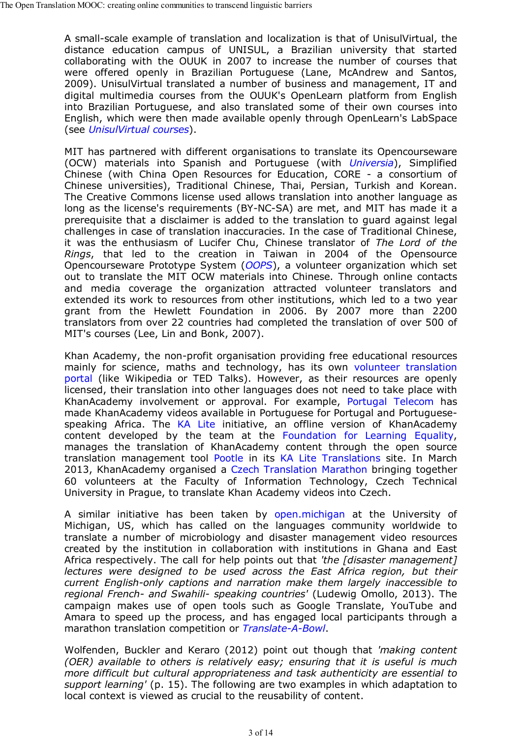A small-scale example of translation and localization is that of UnisulVirtual, the distance education campus of UNISUL, a Brazilian university that started collaborating with the OUUK in 2007 to increase the number of courses that were offered openly in Brazilian Portuguese (Lane, McAndrew and Santos, 2009). UnisulVirtual translated a number of business and management, IT and digital multimedia courses from the OUUK's OpenLearn platform from English into Brazilian Portuguese, and also translated some of their own courses into English, which were then made available openly through OpenLearn's LabSpace (see *UnisulVirtual courses*).

MIT has partnered with different organisations to translate its Opencourseware (OCW) materials into Spanish and Portuguese (with *Universia*), Simplified Chinese (with China Open Resources for Education, CORE - a consortium of Chinese universities), Traditional Chinese, Thai, Persian, Turkish and Korean. The Creative Commons license used allows translation into another language as long as the license's requirements (BY-NC-SA) are met, and MIT has made it a prerequisite that a disclaimer is added to the translation to guard against legal challenges in case of translation inaccuracies. In the case of Traditional Chinese, it was the enthusiasm of Lucifer Chu, Chinese translator of *The Lord of the Rings*, that led to the creation in Taiwan in 2004 of the Opensource Opencourseware Prototype System (*OOPS*), a volunteer organization which set out to translate the MIT OCW materials into Chinese. Through online contacts and media coverage the organization attracted volunteer translators and extended its work to resources from other institutions, which led to a two year grant from the Hewlett Foundation in 2006. By 2007 more than 2200 translators from over 22 countries had completed the translation of over 500 of MIT's courses (Lee, Lin and Bonk, 2007).

Khan Academy, the non-profit organisation providing free educational resources mainly for science, maths and technology, has its own volunteer translation portal (like Wikipedia or TED Talks). However, as their resources are openly licensed, their translation into other languages does not need to take place with KhanAcademy involvement or approval. For example, Portugal Telecom has made KhanAcademy videos available in Portuguese for Portugal and Portuguese-speaking Africa. The KA Lite initiative, an offline version of KhanAcademy content developed by the team at the Foundation for Learning Equality, manages the translation of KhanAcademy content through the open source translation management tool Pootle in its KA Lite Translations site. In March 2013, KhanAcademy organised a Czech Translation Marathon bringing together 60 volunteers at the Faculty of Information Technology, Czech Technical University in Prague, to translate Khan Academy videos into Czech.

A similar initiative has been taken by open.michigan at the University of Michigan, US, which has called on the languages community worldwide to translate a number of microbiology and disaster management video resources created by the institution in collaboration with institutions in Ghana and East Africa respectively. The call for help points out that *'the [disaster management] lectures were designed to be used across the East Africa region, but their current English-only captions and narration make them largely inaccessible to regional French- and Swahili- speaking countries'* (Ludewig Omollo, 2013). The campaign makes use of open tools such as Google Translate, YouTube and Amara to speed up the process, and has engaged local participants through a marathon translation competition or *Translate-A-Bowl*.

Wolfenden, Buckler and Keraro (2012) point out though that *'making content (OER) available to others is relatively easy; ensuring that it is useful is much more difficult but cultural appropriateness and task authenticity are essential to support learning'* (p. 15). The following are two examples in which adaptation to local context is viewed as crucial to the reusability of content.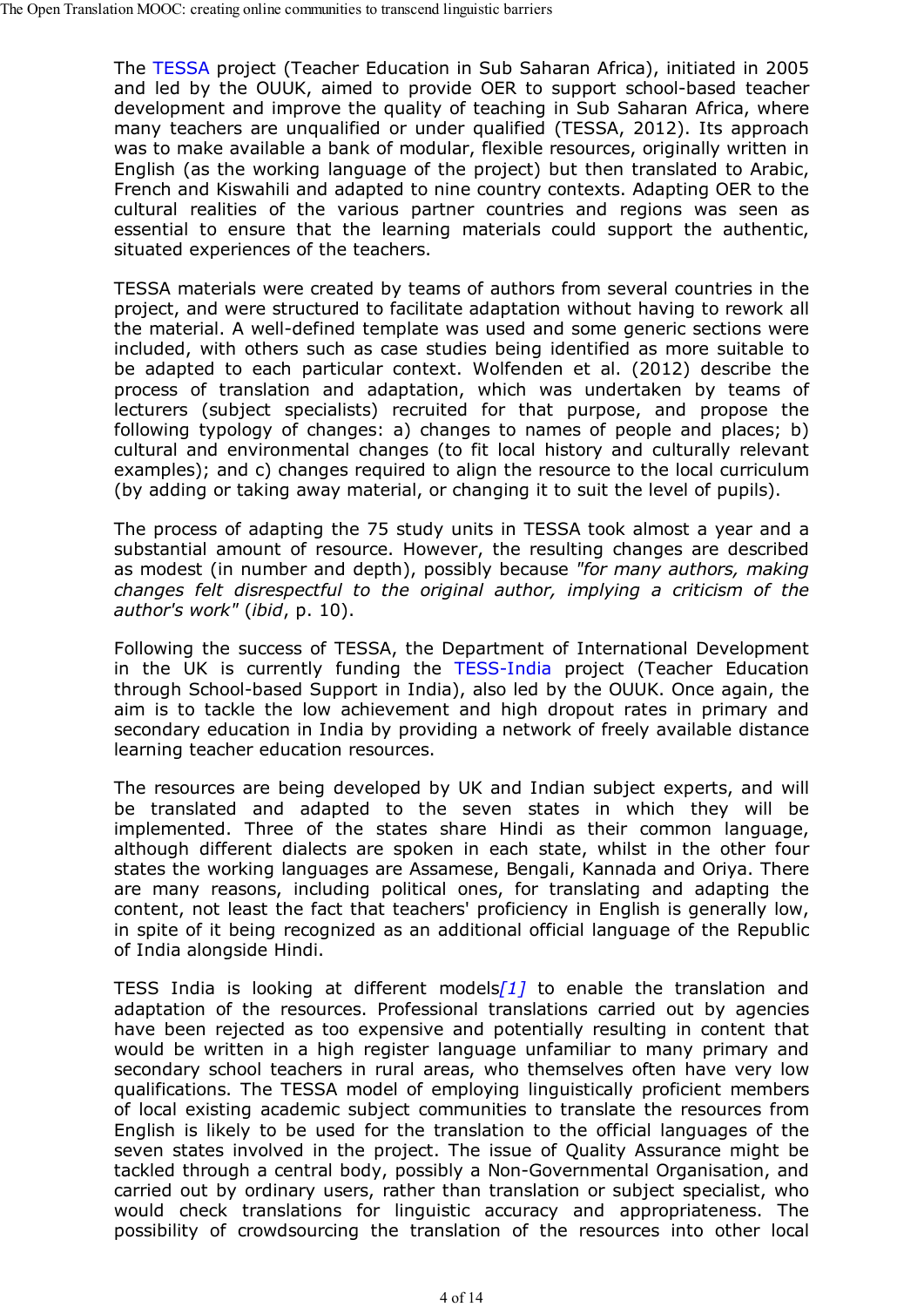The TESSA project (Teacher Education in Sub Saharan Africa), initiated in 2005 and led by the OUUK, aimed to provide OER to support school-based teacher development and improve the quality of teaching in Sub Saharan Africa, where many teachers are unqualified or under qualified (TESSA, 2012). Its approach was to make available a bank of modular, flexible resources, originally written in English (as the working language of the project) but then translated to Arabic, French and Kiswahili and adapted to nine country contexts. Adapting OER to the cultural realities of the various partner countries and regions was seen as essential to ensure that the learning materials could support the authentic, situated experiences of the teachers.

TESSA materials were created by teams of authors from several countries in the project, and were structured to facilitate adaptation without having to rework all the material. A well-defined template was used and some generic sections were included, with others such as case studies being identified as more suitable to be adapted to each particular context. Wolfenden et al. (2012) describe the process of translation and adaptation, which was undertaken by teams of lecturers (subject specialists) recruited for that purpose, and propose the following typology of changes: a) changes to names of people and places; b) cultural and environmental changes (to fit local history and culturally relevant examples); and c) changes required to align the resource to the local curriculum (by adding or taking away material, or changing it to suit the level of pupils).

The process of adapting the 75 study units in TESSA took almost a year and a substantial amount of resource. However, the resulting changes are described as modest (in number and depth), possibly because *"for many authors, making changes felt disrespectful to the original author, implying a criticism of the author's work"* (*ibid*, p. 10).

Following the success of TESSA, the Department of International Development in the UK is currently funding the TESS-India project (Teacher Education through School-based Support in India), also led by the OUUK. Once again, the aim is to tackle the low achievement and high dropout rates in primary and secondary education in India by providing a network of freely available distance learning teacher education resources.

The resources are being developed by UK and Indian subject experts, and will be translated and adapted to the seven states in which they will be implemented. Three of the states share Hindi as their common language, although different dialects are spoken in each state, whilst in the other four states the working languages are Assamese, Bengali, Kannada and Oriya. There are many reasons, including political ones, for translating and adapting the content, not least the fact that teachers' proficiency in English is generally low, in spite of it being recognized as an additional official language of the Republic of India alongside Hindi.

TESS India is looking at different models*[1]* to enable the translation and adaptation of the resources. Professional translations carried out by agencies have been rejected as too expensive and potentially resulting in content that would be written in a high register language unfamiliar to many primary and secondary school teachers in rural areas, who themselves often have very low qualifications. The TESSA model of employing linguistically proficient members of local existing academic subject communities to translate the resources from English is likely to be used for the translation to the official languages of the seven states involved in the project. The issue of Quality Assurance might be tackled through a central body, possibly a Non-Governmental Organisation, and carried out by ordinary users, rather than translation or subject specialist, who would check translations for linguistic accuracy and appropriateness. The possibility of crowdsourcing the translation of the resources into other local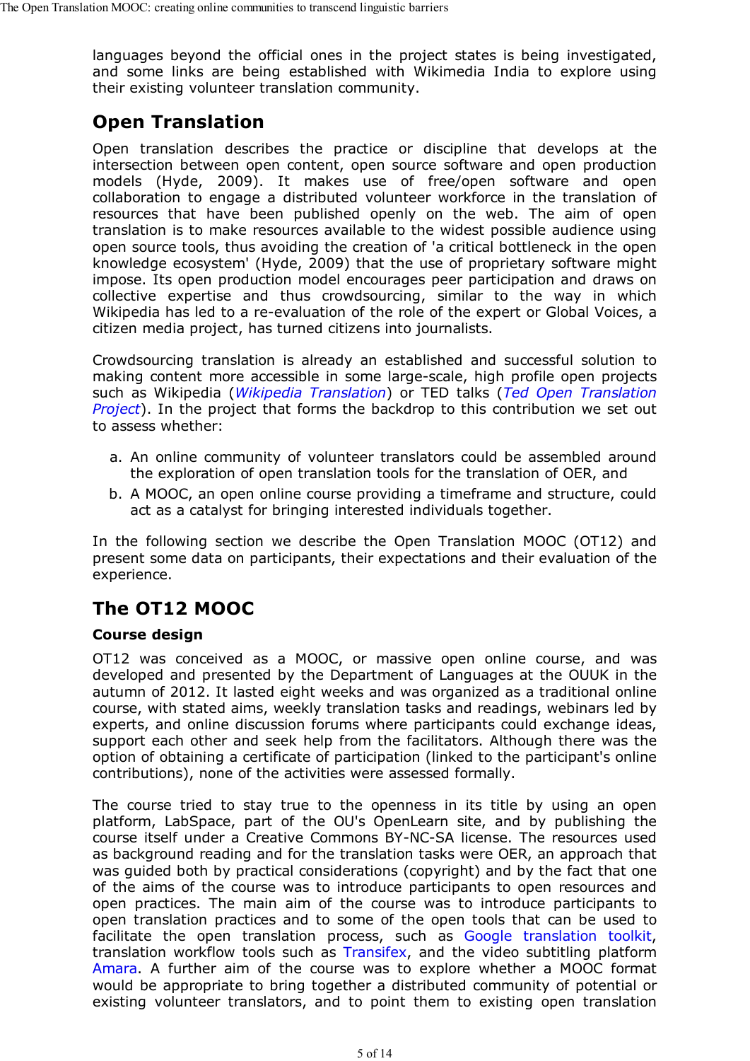languages beyond the official ones in the project states is being investigated, and some links are being established with Wikimedia India to explore using their existing volunteer translation community.

## Open Translation

Open translation describes the practice or discipline that develops at the intersection between open content, open source software and open production models (Hyde, 2009). It makes use of free/open software and open collaboration to engage a distributed volunteer workforce in the translation of resources that have been published openly on the web. The aim of open translation is to make resources available to the widest possible audience using open source tools, thus avoiding the creation of 'a critical bottleneck in the open knowledge ecosystem' (Hyde, 2009) that the use of proprietary software might impose. Its open production model encourages peer participation and draws on collective expertise and thus crowdsourcing, similar to the way in which Wikipedia has led to a re-evaluation of the role of the expert or Global Voices, a citizen media project, has turned citizens into journalists.

Crowdsourcing translation is already an established and successful solution to making content more accessible in some large-scale, high profile open projects such as Wikipedia (*Wikipedia Translation*) or TED talks (*Ted Open Translation Project*). In the project that forms the backdrop to this contribution we set out to assess whether:

a. An online community of volunteer translators could be assembled around the exploration of open translation tools for the translation of OER, and
b. A MOOC, an open online course providing a timeframe and structure, could act as a catalyst for bringing interested individuals together.

In the following section we describe the Open Translation MOOC (OT12) and present some data on participants, their expectations and their evaluation of the experience.

## The OT12 MOOC

### Course design

OT12 was conceived as a MOOC, or massive open online course, and was developed and presented by the Department of Languages at the OUUK in the autumn of 2012. It lasted eight weeks and was organized as a traditional online course, with stated aims, weekly translation tasks and readings, webinars led by experts, and online discussion forums where participants could exchange ideas, support each other and seek help from the facilitators. Although there was the option of obtaining a certificate of participation (linked to the participant's online contributions), none of the activities were assessed formally.

The course tried to stay true to the openness in its title by using an open platform, LabSpace, part of the OU's OpenLearn site, and by publishing the course itself under a Creative Commons BY-NC-SA license. The resources used as background reading and for the translation tasks were OER, an approach that was guided both by practical considerations (copyright) and by the fact that one of the aims of the course was to introduce participants to open resources and open practices. The main aim of the course was to introduce participants to open translation practices and to some of the open tools that can be used to facilitate the open translation process, such as Google translation toolkit, translation workflow tools such as Transifex, and the video subtitling platform Amara. A further aim of the course was to explore whether a MOOC format would be appropriate to bring together a distributed community of potential or existing volunteer translators, and to point them to existing open translation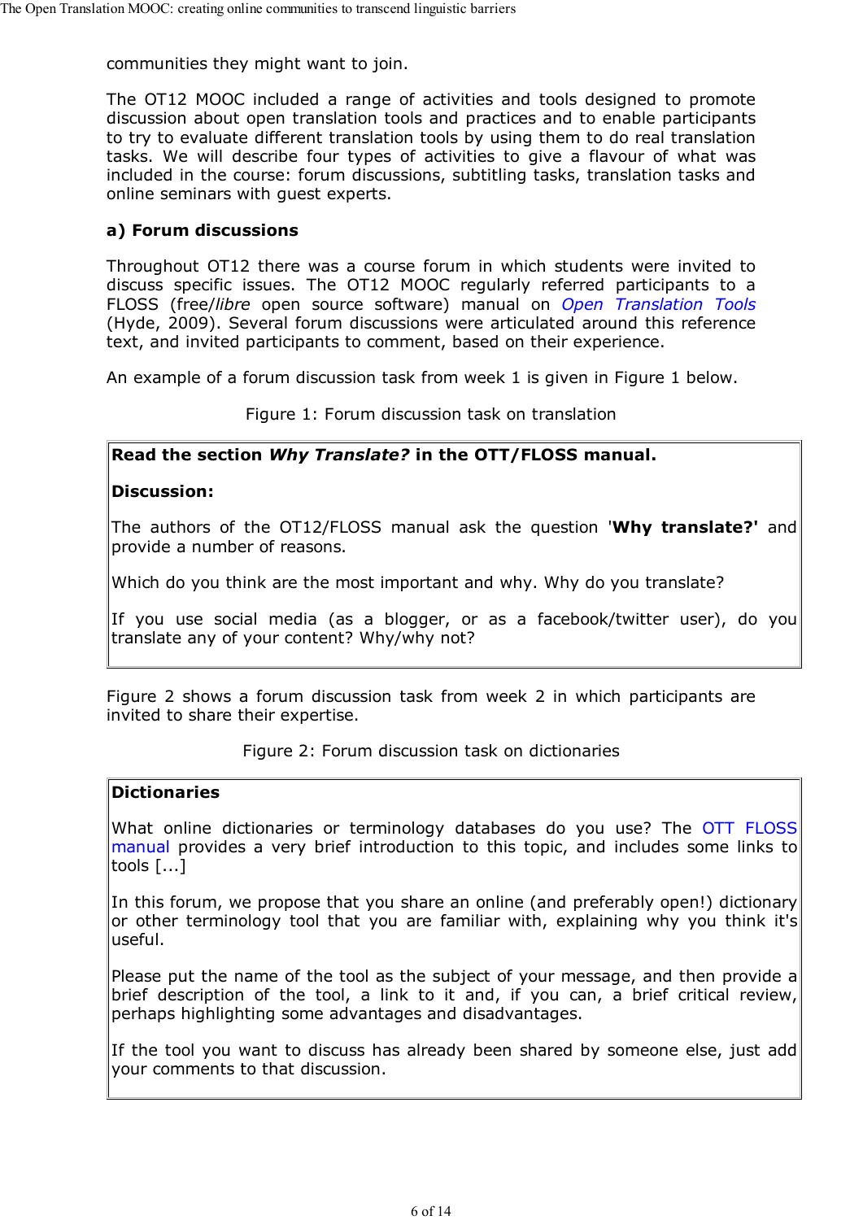communities they might want to join.

The OT12 MOOC included a range of activities and tools designed to promote discussion about open translation tools and practices and to enable participants to try to evaluate different translation tools by using them to do real translation tasks. We will describe four types of activities to give a flavour of what was included in the course: forum discussions, subtitling tasks, translation tasks and online seminars with guest experts.

**a) Forum discussions**

Throughout OT12 there was a course forum in which students were invited to discuss specific issues. The OT12 MOOC regularly referred participants to a FLOSS (free/*libre* open source software) manual on Open Translation Tools (Hyde, 2009). Several forum discussions were articulated around this reference text, and invited participants to comment, based on their experience.

An example of a forum discussion task from week 1 is given in Figure 1 below.

Figure 1: Forum discussion task on translation

> **Read the section *Why Translate?* in the OTT/FLOSS manual.**
>
> **Discussion:**
>
> The authors of the OT12/FLOSS manual ask the question '**Why translate?'** and provide a number of reasons.
>
> Which do you think are the most important and why. Why do you translate?
>
> If you use social media (as a blogger, or as a facebook/twitter user), do you translate any of your content? Why/why not?

Figure 2 shows a forum discussion task from week 2 in which participants are invited to share their expertise.

Figure 2: Forum discussion task on dictionaries

> **Dictionaries**
>
> What online dictionaries or terminology databases do you use? The OTT FLOSS manual provides a very brief introduction to this topic, and includes some links to tools [...]
>
> In this forum, we propose that you share an online (and preferably open!) dictionary or other terminology tool that you are familiar with, explaining why you think it's useful.
>
> Please put the name of the tool as the subject of your message, and then provide a brief description of the tool, a link to it and, if you can, a brief critical review, perhaps highlighting some advantages and disadvantages.
>
> If the tool you want to discuss has already been shared by someone else, just add your comments to that discussion.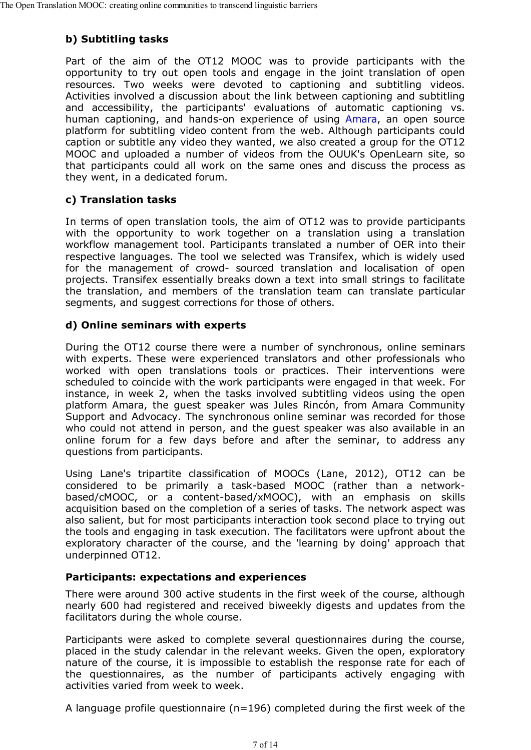### b) Subtitling tasks

Part of the aim of the OT12 MOOC was to provide participants with the opportunity to try out open tools and engage in the joint translation of open resources. Two weeks were devoted to captioning and subtitling videos. Activities involved a discussion about the link between captioning and subtitling and accessibility, the participants' evaluations of automatic captioning vs. human captioning, and hands-on experience of using Amara, an open source platform for subtitling video content from the web. Although participants could caption or subtitle any video they wanted, we also created a group for the OT12 MOOC and uploaded a number of videos from the OUUK's OpenLearn site, so that participants could all work on the same ones and discuss the process as they went, in a dedicated forum.

### c) Translation tasks

In terms of open translation tools, the aim of OT12 was to provide participants with the opportunity to work together on a translation using a translation workflow management tool. Participants translated a number of OER into their respective languages. The tool we selected was Transifex, which is widely used for the management of crowd- sourced translation and localisation of open projects. Transifex essentially breaks down a text into small strings to facilitate the translation, and members of the translation team can translate particular segments, and suggest corrections for those of others.

### d) Online seminars with experts

During the OT12 course there were a number of synchronous, online seminars with experts. These were experienced translators and other professionals who worked with open translations tools or practices. Their interventions were scheduled to coincide with the work participants were engaged in that week. For instance, in week 2, when the tasks involved subtitling videos using the open platform Amara, the guest speaker was Jules Rincón, from Amara Community Support and Advocacy. The synchronous online seminar was recorded for those who could not attend in person, and the guest speaker was also available in an online forum for a few days before and after the seminar, to address any questions from participants.

Using Lane's tripartite classification of MOOCs (Lane, 2012), OT12 can be considered to be primarily a task-based MOOC (rather than a network-based/cMOOC, or a content-based/xMOOC), with an emphasis on skills acquisition based on the completion of a series of tasks. The network aspect was also salient, but for most participants interaction took second place to trying out the tools and engaging in task execution. The facilitators were upfront about the exploratory character of the course, and the 'learning by doing' approach that underpinned OT12.

### Participants: expectations and experiences

There were around 300 active students in the first week of the course, although nearly 600 had registered and received biweekly digests and updates from the facilitators during the whole course.

Participants were asked to complete several questionnaires during the course, placed in the study calendar in the relevant weeks. Given the open, exploratory nature of the course, it is impossible to establish the response rate for each of the questionnaires, as the number of participants actively engaging with activities varied from week to week.

A language profile questionnaire (n=196) completed during the first week of the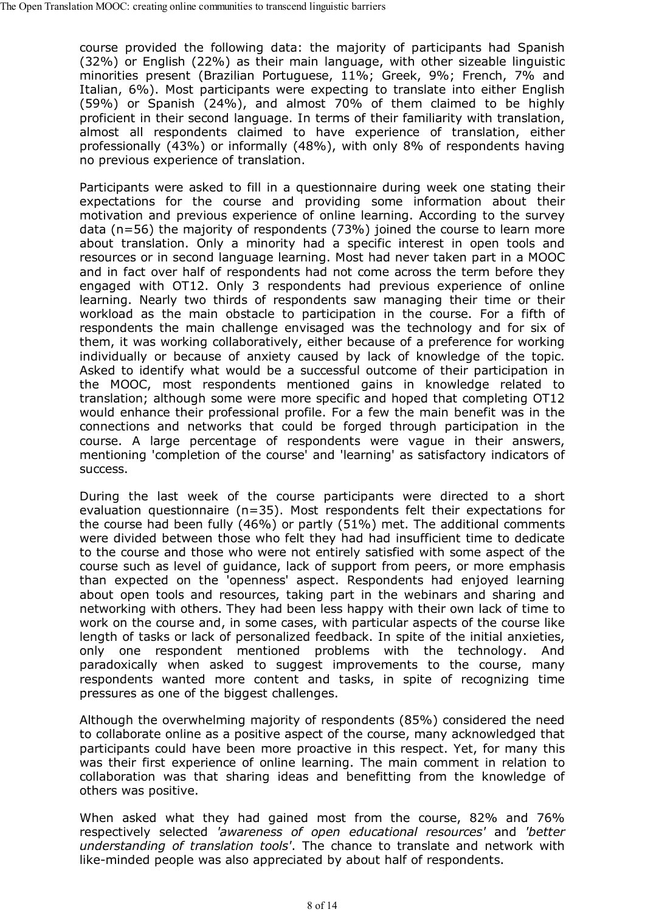course provided the following data: the majority of participants had Spanish (32%) or English (22%) as their main language, with other sizeable linguistic minorities present (Brazilian Portuguese, 11%; Greek, 9%; French, 7% and Italian, 6%). Most participants were expecting to translate into either English (59%) or Spanish (24%), and almost 70% of them claimed to be highly proficient in their second language. In terms of their familiarity with translation, almost all respondents claimed to have experience of translation, either professionally (43%) or informally (48%), with only 8% of respondents having no previous experience of translation.

Participants were asked to fill in a questionnaire during week one stating their expectations for the course and providing some information about their motivation and previous experience of online learning. According to the survey data (n=56) the majority of respondents (73%) joined the course to learn more about translation. Only a minority had a specific interest in open tools and resources or in second language learning. Most had never taken part in a MOOC and in fact over half of respondents had not come across the term before they engaged with OT12. Only 3 respondents had previous experience of online learning. Nearly two thirds of respondents saw managing their time or their workload as the main obstacle to participation in the course. For a fifth of respondents the main challenge envisaged was the technology and for six of them, it was working collaboratively, either because of a preference for working individually or because of anxiety caused by lack of knowledge of the topic. Asked to identify what would be a successful outcome of their participation in the MOOC, most respondents mentioned gains in knowledge related to translation; although some were more specific and hoped that completing OT12 would enhance their professional profile. For a few the main benefit was in the connections and networks that could be forged through participation in the course. A large percentage of respondents were vague in their answers, mentioning 'completion of the course' and 'learning' as satisfactory indicators of success.

During the last week of the course participants were directed to a short evaluation questionnaire (n=35). Most respondents felt their expectations for the course had been fully (46%) or partly (51%) met. The additional comments were divided between those who felt they had had insufficient time to dedicate to the course and those who were not entirely satisfied with some aspect of the course such as level of guidance, lack of support from peers, or more emphasis than expected on the 'openness' aspect. Respondents had enjoyed learning about open tools and resources, taking part in the webinars and sharing and networking with others. They had been less happy with their own lack of time to work on the course and, in some cases, with particular aspects of the course like length of tasks or lack of personalized feedback. In spite of the initial anxieties, only one respondent mentioned problems with the technology. And paradoxically when asked to suggest improvements to the course, many respondents wanted more content and tasks, in spite of recognizing time pressures as one of the biggest challenges.

Although the overwhelming majority of respondents (85%) considered the need to collaborate online as a positive aspect of the course, many acknowledged that participants could have been more proactive in this respect. Yet, for many this was their first experience of online learning. The main comment in relation to collaboration was that sharing ideas and benefitting from the knowledge of others was positive.

When asked what they had gained most from the course, 82% and 76% respectively selected *'awareness of open educational resources'* and *'better understanding of translation tools'*. The chance to translate and network with like-minded people was also appreciated by about half of respondents.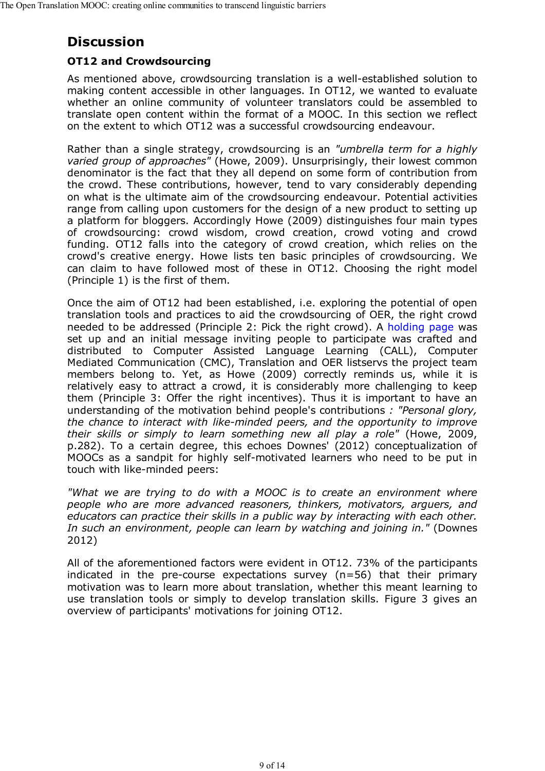## Discussion

### OT12 and Crowdsourcing

As mentioned above, crowdsourcing translation is a well-established solution to making content accessible in other languages. In OT12, we wanted to evaluate whether an online community of volunteer translators could be assembled to translate open content within the format of a MOOC. In this section we reflect on the extent to which OT12 was a successful crowdsourcing endeavour.

Rather than a single strategy, crowdsourcing is an *"umbrella term for a highly varied group of approaches"* (Howe, 2009). Unsurprisingly, their lowest common denominator is the fact that they all depend on some form of contribution from the crowd. These contributions, however, tend to vary considerably depending on what is the ultimate aim of the crowdsourcing endeavour. Potential activities range from calling upon customers for the design of a new product to setting up a platform for bloggers. Accordingly Howe (2009) distinguishes four main types of crowdsourcing: crowd wisdom, crowd creation, crowd voting and crowd funding. OT12 falls into the category of crowd creation, which relies on the crowd's creative energy. Howe lists ten basic principles of crowdsourcing. We can claim to have followed most of these in OT12. Choosing the right model (Principle 1) is the first of them.

Once the aim of OT12 had been established, i.e. exploring the potential of open translation tools and practices to aid the crowdsourcing of OER, the right crowd needed to be addressed (Principle 2: Pick the right crowd). A holding page was set up and an initial message inviting people to participate was crafted and distributed to Computer Assisted Language Learning (CALL), Computer Mediated Communication (CMC), Translation and OER listservs the project team members belong to. Yet, as Howe (2009) correctly reminds us, while it is relatively easy to attract a crowd, it is considerably more challenging to keep them (Principle 3: Offer the right incentives). Thus it is important to have an understanding of the motivation behind people's contributions *: "Personal glory, the chance to interact with like-minded peers, and the opportunity to improve their skills or simply to learn something new all play a role"* (Howe, 2009, p.282). To a certain degree, this echoes Downes' (2012) conceptualization of MOOCs as a sandpit for highly self-motivated learners who need to be put in touch with like-minded peers:

*"What we are trying to do with a MOOC is to create an environment where people who are more advanced reasoners, thinkers, motivators, arguers, and educators can practice their skills in a public way by interacting with each other. In such an environment, people can learn by watching and joining in."* (Downes 2012)

All of the aforementioned factors were evident in OT12. 73% of the participants indicated in the pre-course expectations survey (n=56) that their primary motivation was to learn more about translation, whether this meant learning to use translation tools or simply to develop translation skills. Figure 3 gives an overview of participants' motivations for joining OT12.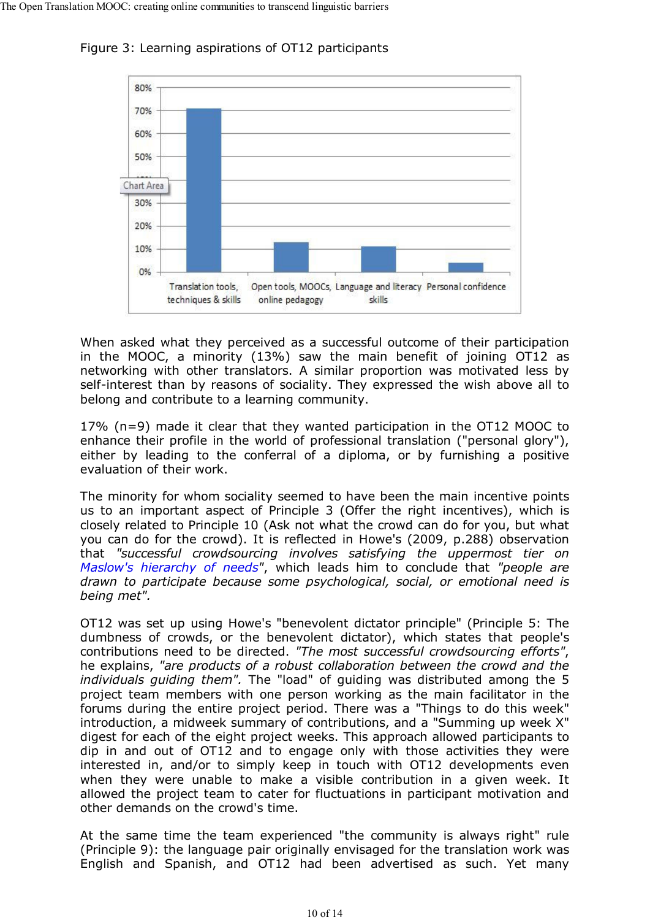Figure 3: Learning aspirations of OT12 participants

When asked what they perceived as a successful outcome of their participation in the MOOC, a minority (13%) saw the main benefit of joining OT12 as networking with other translators. A similar proportion was motivated less by self-interest than by reasons of sociality. They expressed the wish above all to belong and contribute to a learning community.

17% (n=9) made it clear that they wanted participation in the OT12 MOOC to enhance their profile in the world of professional translation ("personal glory"), either by leading to the conferral of a diploma, or by furnishing a positive evaluation of their work.

The minority for whom sociality seemed to have been the main incentive points us to an important aspect of Principle 3 (Offer the right incentives), which is closely related to Principle 10 (Ask not what the crowd can do for you, but what you can do for the crowd). It is reflected in Howe's (2009, p.288) observation that *"successful crowdsourcing involves satisfying the uppermost tier on Maslow's hierarchy of needs"*, which leads him to conclude that *"people are drawn to participate because some psychological, social, or emotional need is being met"*.

OT12 was set up using Howe's "benevolent dictator principle" (Principle 5: The dumbness of crowds, or the benevolent dictator), which states that people's contributions need to be directed. *"The most successful crowdsourcing efforts"*, he explains, *"are products of a robust collaboration between the crowd and the individuals guiding them"*. The "load" of guiding was distributed among the 5 project team members with one person working as the main facilitator in the forums during the entire project period. There was a "Things to do this week" introduction, a midweek summary of contributions, and a "Summing up week X" digest for each of the eight project weeks. This approach allowed participants to dip in and out of OT12 and to engage only with those activities they were interested in, and/or to simply keep in touch with OT12 developments even when they were unable to make a visible contribution in a given week. It allowed the project team to cater for fluctuations in participant motivation and other demands on the crowd's time.

At the same time the team experienced "the community is always right" rule (Principle 9): the language pair originally envisaged for the translation work was English and Spanish, and OT12 had been advertised as such. Yet many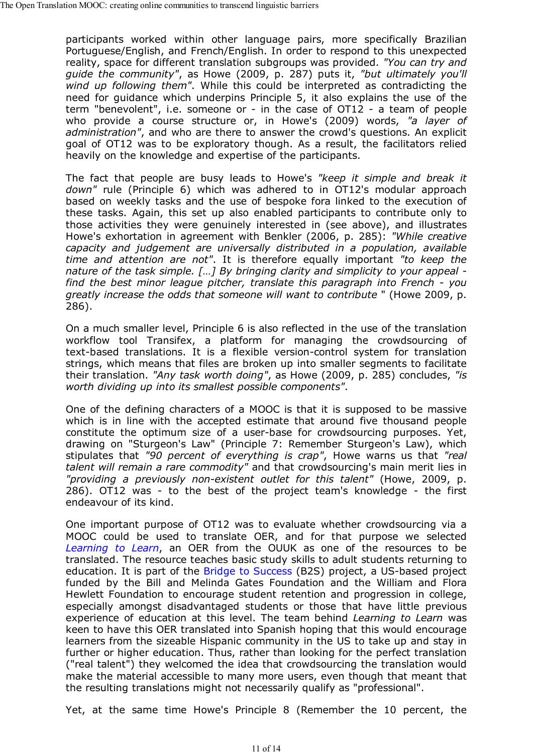participants worked within other language pairs, more specifically Brazilian Portuguese/English, and French/English. In order to respond to this unexpected reality, space for different translation subgroups was provided. *"You can try and guide the community"*, as Howe (2009, p. 287) puts it, *"but ultimately you'll wind up following them"*. While this could be interpreted as contradicting the need for guidance which underpins Principle 5, it also explains the use of the term "benevolent", i.e. someone or - in the case of OT12 - a team of people who provide a course structure or, in Howe's (2009) words, *"a layer of administration"*, and who are there to answer the crowd's questions. An explicit goal of OT12 was to be exploratory though. As a result, the facilitators relied heavily on the knowledge and expertise of the participants.

The fact that people are busy leads to Howe's *"keep it simple and break it down"* rule (Principle 6) which was adhered to in OT12's modular approach based on weekly tasks and the use of bespoke fora linked to the execution of these tasks. Again, this set up also enabled participants to contribute only to those activities they were genuinely interested in (see above), and illustrates Howe's exhortation in agreement with Benkler (2006, p. 285): *"While creative capacity and judgement are universally distributed in a population, available time and attention are not"*. It is therefore equally important *"to keep the nature of the task simple. […] By bringing clarity and simplicity to your appeal - find the best minor league pitcher, translate this paragraph into French - you greatly increase the odds that someone will want to contribute* " (Howe 2009, p. 286).

On a much smaller level, Principle 6 is also reflected in the use of the translation workflow tool Transifex, a platform for managing the crowdsourcing of text-based translations. It is a flexible version-control system for translation strings, which means that files are broken up into smaller segments to facilitate their translation. *"Any task worth doing"*, as Howe (2009, p. 285) concludes, *"is worth dividing up into its smallest possible components"*.

One of the defining characters of a MOOC is that it is supposed to be massive which is in line with the accepted estimate that around five thousand people constitute the optimum size of a user-base for crowdsourcing purposes. Yet, drawing on "Sturgeon's Law" (Principle 7: Remember Sturgeon's Law), which stipulates that *"90 percent of everything is crap"*, Howe warns us that *"real talent will remain a rare commodity"* and that crowdsourcing's main merit lies in *"providing a previously non-existent outlet for this talent"* (Howe, 2009, p. 286). OT12 was - to the best of the project team's knowledge - the first endeavour of its kind.

One important purpose of OT12 was to evaluate whether crowdsourcing via a MOOC could be used to translate OER, and for that purpose we selected *Learning to Learn*, an OER from the OUUK as one of the resources to be translated. The resource teaches basic study skills to adult students returning to education. It is part of the Bridge to Success (B2S) project, a US-based project funded by the Bill and Melinda Gates Foundation and the William and Flora Hewlett Foundation to encourage student retention and progression in college, especially amongst disadvantaged students or those that have little previous experience of education at this level. The team behind *Learning to Learn* was keen to have this OER translated into Spanish hoping that this would encourage learners from the sizeable Hispanic community in the US to take up and stay in further or higher education. Thus, rather than looking for the perfect translation ("real talent") they welcomed the idea that crowdsourcing the translation would make the material accessible to many more users, even though that meant that the resulting translations might not necessarily qualify as "professional".

Yet, at the same time Howe's Principle 8 (Remember the 10 percent, the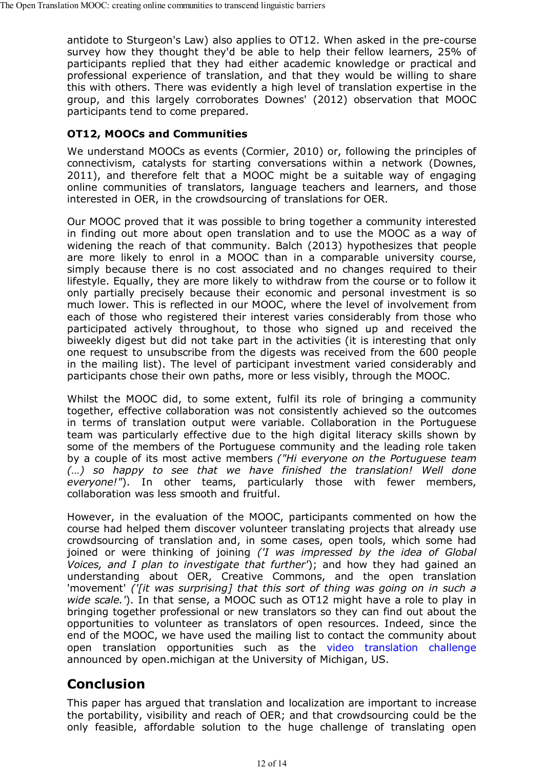antidote to Sturgeon's Law) also applies to OT12. When asked in the pre-course survey how they thought they'd be able to help their fellow learners, 25% of participants replied that they had either academic knowledge or practical and professional experience of translation, and that they would be willing to share this with others. There was evidently a high level of translation expertise in the group, and this largely corroborates Downes' (2012) observation that MOOC participants tend to come prepared.

### OT12, MOOCs and Communities

We understand MOOCs as events (Cormier, 2010) or, following the principles of connectivism, catalysts for starting conversations within a network (Downes, 2011), and therefore felt that a MOOC might be a suitable way of engaging online communities of translators, language teachers and learners, and those interested in OER, in the crowdsourcing of translations for OER.

Our MOOC proved that it was possible to bring together a community interested in finding out more about open translation and to use the MOOC as a way of widening the reach of that community. Balch (2013) hypothesizes that people are more likely to enrol in a MOOC than in a comparable university course, simply because there is no cost associated and no changes required to their lifestyle. Equally, they are more likely to withdraw from the course or to follow it only partially precisely because their economic and personal investment is so much lower. This is reflected in our MOOC, where the level of involvement from each of those who registered their interest varies considerably from those who participated actively throughout, to those who signed up and received the biweekly digest but did not take part in the activities (it is interesting that only one request to unsubscribe from the digests was received from the 600 people in the mailing list). The level of participant investment varied considerably and participants chose their own paths, more or less visibly, through the MOOC.

Whilst the MOOC did, to some extent, fulfil its role of bringing a community together, effective collaboration was not consistently achieved so the outcomes in terms of translation output were variable. Collaboration in the Portuguese team was particularly effective due to the high digital literacy skills shown by some of the members of the Portuguese community and the leading role taken by a couple of its most active members *("Hi everyone on the Portuguese team (…) so happy to see that we have finished the translation! Well done everyone!")*. In other teams, particularly those with fewer members, collaboration was less smooth and fruitful.

However, in the evaluation of the MOOC, participants commented on how the course had helped them discover volunteer translating projects that already use crowdsourcing of translation and, in some cases, open tools, which some had joined or were thinking of joining *('I was impressed by the idea of Global Voices, and I plan to investigate that further')*; and how they had gained an understanding about OER, Creative Commons, and the open translation 'movement' *('[it was surprising] that this sort of thing was going on in such a wide scale.')*. In that sense, a MOOC such as OT12 might have a role to play in bringing together professional or new translators so they can find out about the opportunities to volunteer as translators of open resources. Indeed, since the end of the MOOC, we have used the mailing list to contact the community about open translation opportunities such as the video translation challenge announced by open.michigan at the University of Michigan, US.

## Conclusion

This paper has argued that translation and localization are important to increase the portability, visibility and reach of OER; and that crowdsourcing could be the only feasible, affordable solution to the huge challenge of translating open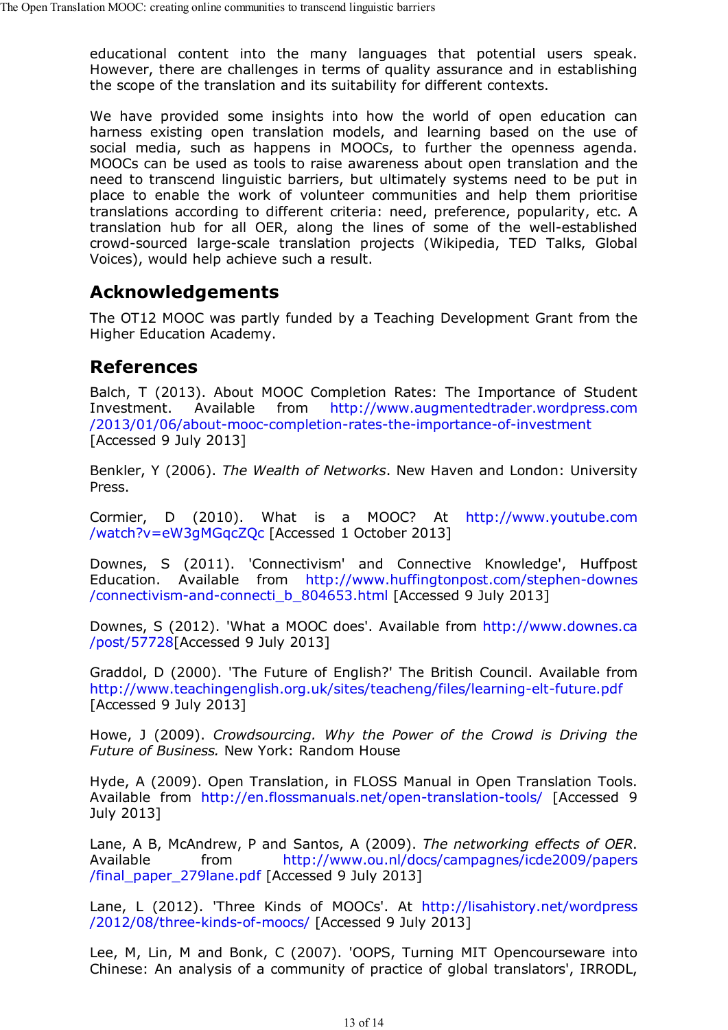educational content into the many languages that potential users speak. However, there are challenges in terms of quality assurance and in establishing the scope of the translation and its suitability for different contexts.

We have provided some insights into how the world of open education can harness existing open translation models, and learning based on the use of social media, such as happens in MOOCs, to further the openness agenda. MOOCs can be used as tools to raise awareness about open translation and the need to transcend linguistic barriers, but ultimately systems need to be put in place to enable the work of volunteer communities and help them prioritise translations according to different criteria: need, preference, popularity, etc. A translation hub for all OER, along the lines of some of the well-established crowd-sourced large-scale translation projects (Wikipedia, TED Talks, Global Voices), would help achieve such a result.

## Acknowledgements

The OT12 MOOC was partly funded by a Teaching Development Grant from the Higher Education Academy.

## References

Balch, T (2013). About MOOC Completion Rates: The Importance of Student Investment. Available from http://www.augmentedtrader.wordpress.com/2013/01/06/about-mooc-completion-rates-the-importance-of-investment [Accessed 9 July 2013]

Benkler, Y (2006). *The Wealth of Networks*. New Haven and London: University Press.

Cormier, D (2010). What is a MOOC? At http://www.youtube.com/watch?v=eW3gMGqcZQc [Accessed 1 October 2013]

Downes, S (2011). 'Connectivism' and Connective Knowledge', Huffpost Education. Available from http://www.huffingtonpost.com/stephen-downes/connectivism-and-connecti_b_804653.html [Accessed 9 July 2013]

Downes, S (2012). 'What a MOOC does'. Available from http://www.downes.ca/post/57728[Accessed 9 July 2013]

Graddol, D (2000). 'The Future of English?' The British Council. Available from http://www.teachingenglish.org.uk/sites/teacheng/files/learning-elt-future.pdf [Accessed 9 July 2013]

Howe, J (2009). *Crowdsourcing. Why the Power of the Crowd is Driving the Future of Business.* New York: Random House

Hyde, A (2009). Open Translation, in FLOSS Manual in Open Translation Tools. Available from http://en.flossmanuals.net/open-translation-tools/ [Accessed 9 July 2013]

Lane, A B, McAndrew, P and Santos, A (2009). *The networking effects of OER*. Available from http://www.ou.nl/docs/campagnes/icde2009/papers/final_paper_279lane.pdf [Accessed 9 July 2013]

Lane, L (2012). 'Three Kinds of MOOCs'. At http://lisahistory.net/wordpress/2012/08/three-kinds-of-moocs/ [Accessed 9 July 2013]

Lee, M, Lin, M and Bonk, C (2007). 'OOPS, Turning MIT Opencourseware into Chinese: An analysis of a community of practice of global translators', IRRODL,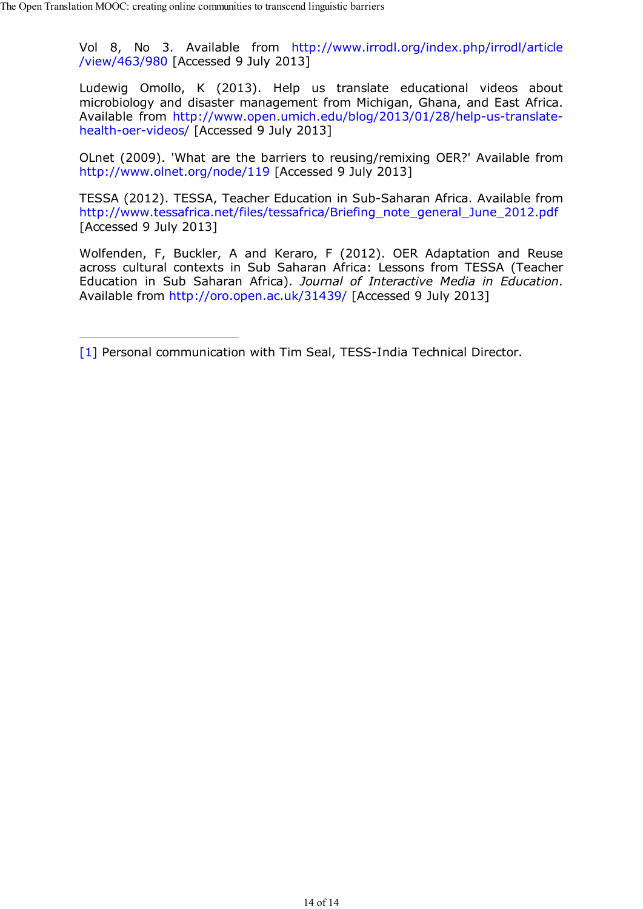Vol 8, No 3. Available from http://www.irrodl.org/index.php/irrodl/article/view/463/980 [Accessed 9 July 2013]

Ludewig Omollo, K (2013). Help us translate educational videos about microbiology and disaster management from Michigan, Ghana, and East Africa. Available from http://www.open.umich.edu/blog/2013/01/28/help-us-translate-health-oer-videos/ [Accessed 9 July 2013]

OLnet (2009). 'What are the barriers to reusing/remixing OER?' Available from http://www.olnet.org/node/119 [Accessed 9 July 2013]

TESSA (2012). TESSA, Teacher Education in Sub-Saharan Africa. Available from http://www.tessafrica.net/files/tessafrica/Briefing_note_general_June_2012.pdf [Accessed 9 July 2013]

Wolfenden, F, Buckler, A and Keraro, F (2012). OER Adaptation and Reuse across cultural contexts in Sub Saharan Africa: Lessons from TESSA (Teacher Education in Sub Saharan Africa). *Journal of Interactive Media in Education*. Available from http://oro.open.ac.uk/31439/ [Accessed 9 July 2013]

---

[1] Personal communication with Tim Seal, TESS-India Technical Director.